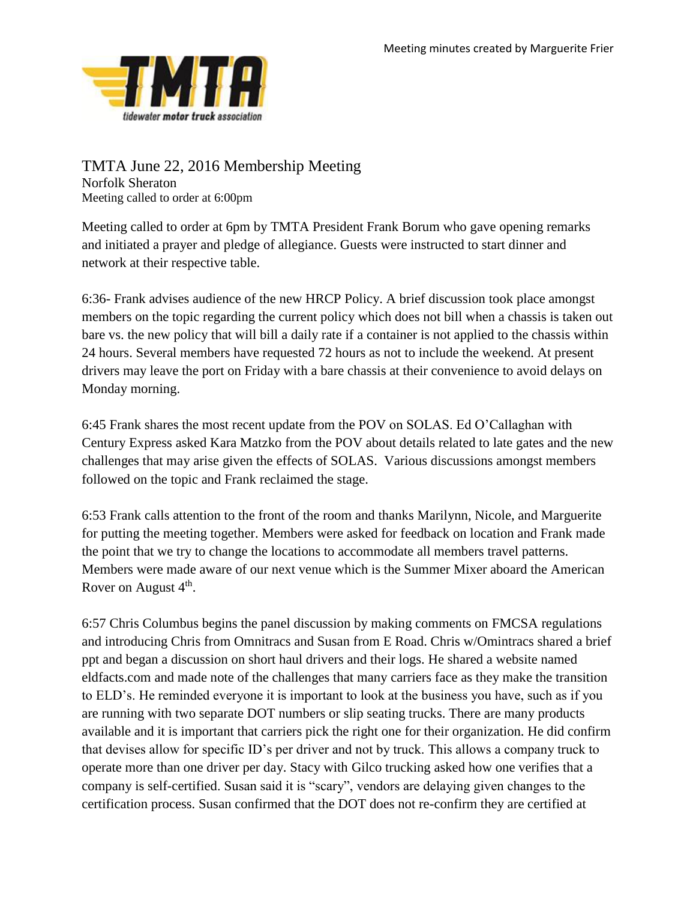Meeting minutes created by Marguerite Frier

# TMTA June 22, 2016 Membership Meeting

Norfolk Sheraton
Meeting called to order at 6:00pm

Meeting called to order at 6pm by TMTA President Frank Borum who gave opening remarks and initiated a prayer and pledge of allegiance. Guests were instructed to start dinner and network at their respective table.

6:36- Frank advises audience of the new HRCP Policy. A brief discussion took place amongst members on the topic regarding the current policy which does not bill when a chassis is taken out bare vs. the new policy that will bill a daily rate if a container is not applied to the chassis within 24 hours. Several members have requested 72 hours as not to include the weekend. At present drivers may leave the port on Friday with a bare chassis at their convenience to avoid delays on Monday morning.

6:45 Frank shares the most recent update from the POV on SOLAS. Ed O'Callaghan with Century Express asked Kara Matzko from the POV about details related to late gates and the new challenges that may arise given the effects of SOLAS. Various discussions amongst members followed on the topic and Frank reclaimed the stage.

6:53 Frank calls attention to the front of the room and thanks Marilynn, Nicole, and Marguerite for putting the meeting together. Members were asked for feedback on location and Frank made the point that we try to change the locations to accommodate all members travel patterns. Members were made aware of our next venue which is the Summer Mixer aboard the American Rover on August 4th.

6:57 Chris Columbus begins the panel discussion by making comments on FMCSA regulations and introducing Chris from Omnitracs and Susan from E Road. Chris w/Omintracs shared a brief ppt and began a discussion on short haul drivers and their logs. He shared a website named eldfacts.com and made note of the challenges that many carriers face as they make the transition to ELD's. He reminded everyone it is important to look at the business you have, such as if you are running with two separate DOT numbers or slip seating trucks. There are many products available and it is important that carriers pick the right one for their organization. He did confirm that devises allow for specific ID's per driver and not by truck. This allows a company truck to operate more than one driver per day. Stacy with Gilco trucking asked how one verifies that a company is self-certified. Susan said it is "scary", vendors are delaying given changes to the certification process. Susan confirmed that the DOT does not re-confirm they are certified at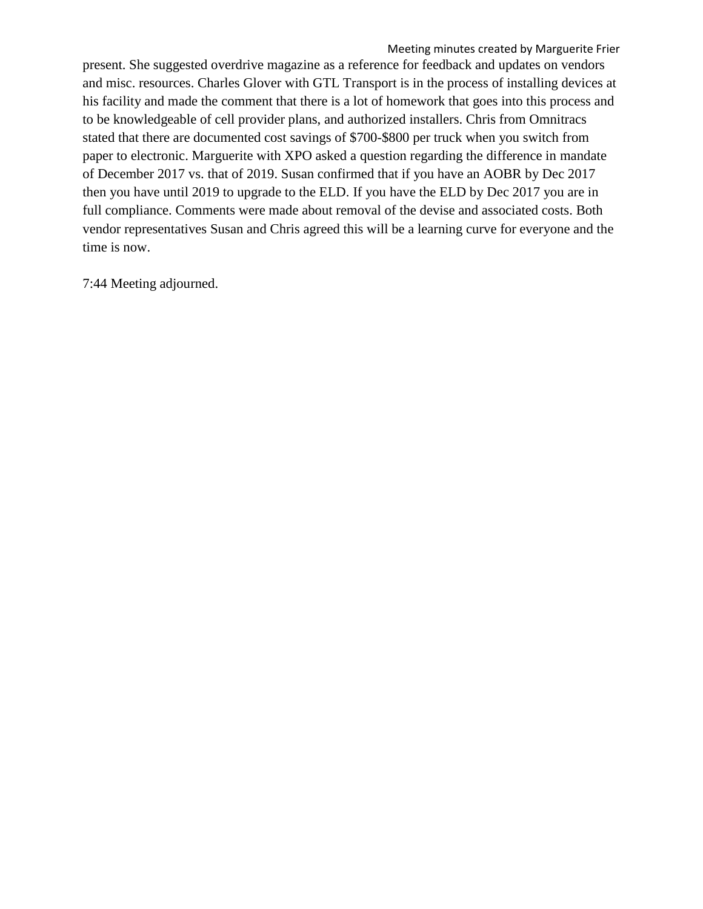present. She suggested overdrive magazine as a reference for feedback and updates on vendors and misc. resources. Charles Glover with GTL Transport is in the process of installing devices at his facility and made the comment that there is a lot of homework that goes into this process and to be knowledgeable of cell provider plans, and authorized installers. Chris from Omnitracs stated that there are documented cost savings of $700-$800 per truck when you switch from paper to electronic. Marguerite with XPO asked a question regarding the difference in mandate of December 2017 vs. that of 2019. Susan confirmed that if you have an AOBR by Dec 2017 then you have until 2019 to upgrade to the ELD. If you have the ELD by Dec 2017 you are in full compliance. Comments were made about removal of the devise and associated costs. Both vendor representatives Susan and Chris agreed this will be a learning curve for everyone and the time is now.

7:44 Meeting adjourned.